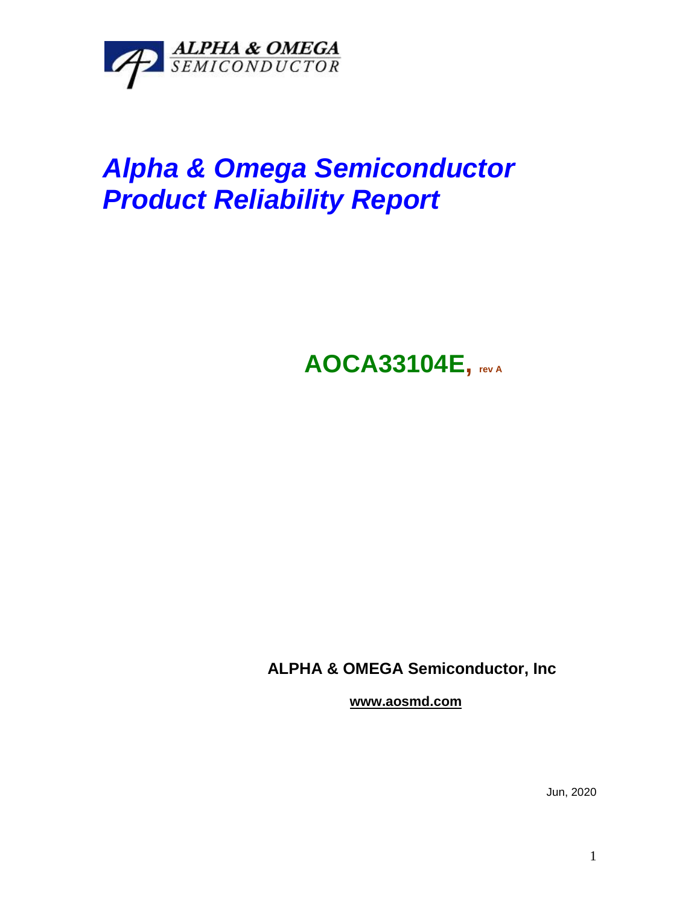ALPHA & OMEGA
SEMICONDUCTOR

# *Alpha & Omega Semiconductor Product Reliability Report*

## AOCA33104E, rev A

**ALPHA & OMEGA Semiconductor, Inc**

**www.aosmd.com**

Jun, 2020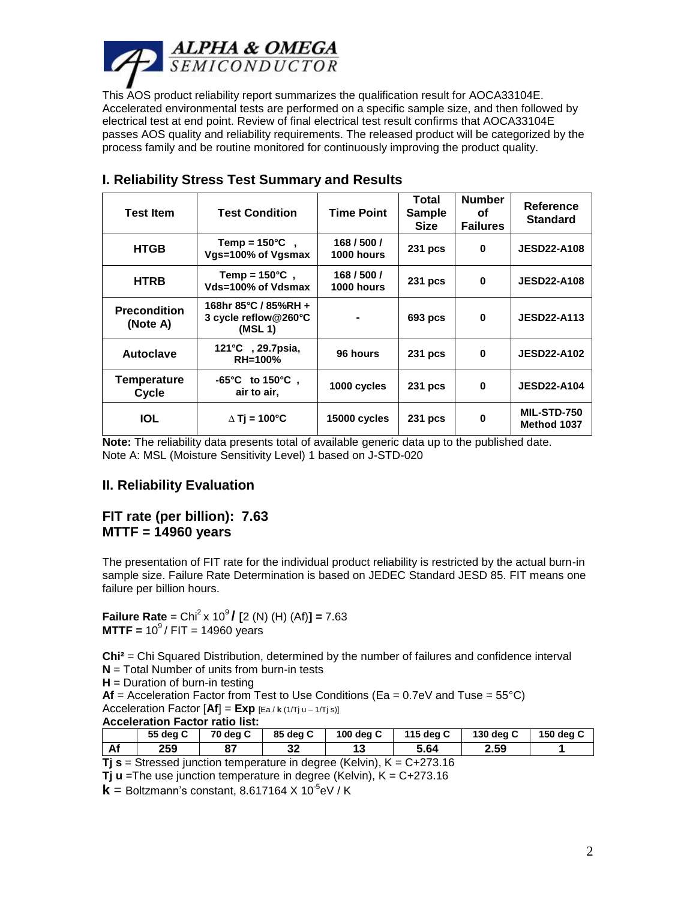This AOS product reliability report summarizes the qualification result for AOCA33104E. Accelerated environmental tests are performed on a specific sample size, and then followed by electrical test at end point. Review of final electrical test result confirms that AOCA33104E passes AOS quality and reliability requirements. The released product will be categorized by the process family and be routine monitored for continuously improving the product quality.

## I. Reliability Stress Test Summary and Results

| Test Item | Test Condition | Time Point | Total Sample Size | Number of Failures | Reference Standard |
|---|---|---|---|---|---|
| HTGB | Temp = 150°C , Vgs=100% of Vgsmax | 168 / 500 / 1000 hours | 231 pcs | 0 | JESD22-A108 |
| HTRB | Temp = 150°C , Vds=100% of Vdsmax | 168 / 500 / 1000 hours | 231 pcs | 0 | JESD22-A108 |
| Precondition (Note A) | 168hr 85°C / 85%RH + 3 cycle reflow@260°C (MSL 1) | - | 693 pcs | 0 | JESD22-A113 |
| Autoclave | 121°C , 29.7psia, RH=100% | 96 hours | 231 pcs | 0 | JESD22-A102 |
| Temperature Cycle | -65°C to 150°C , air to air, | 1000 cycles | 231 pcs | 0 | JESD22-A104 |
| IOL | $\Delta$ Tj = 100°C | 15000 cycles | 231 pcs | 0 | MIL-STD-750 Method 1037 |

**Note:** The reliability data presents total of available generic data up to the published date.
Note A: MSL (Moisture Sensitivity Level) 1 based on J-STD-020

## II. Reliability Evaluation

### FIT rate (per billion): 7.63
### MTTF = 14960 years

The presentation of FIT rate for the individual product reliability is restricted by the actual burn-in sample size. Failure Rate Determination is based on JEDEC Standard JESD 85. FIT means one failure per billion hours.

**Failure Rate** = $Chi^2 \times 10^9$ **/ [**2 (N) (H) (Af)**] =** 7.63
**MTTF =** $10^9$ / FIT = 14960 years

**Chi²** = Chi Squared Distribution, determined by the number of failures and confidence interval
**N** = Total Number of units from burn-in tests
**H** = Duration of burn-in testing
**Af** = Acceleration Factor from Test to Use Conditions (Ea = 0.7eV and Tuse = 55°C)
Acceleration Factor [**Af**] = **Exp** [Ea / **k** (1/Tj u – 1/Tj s)]
**Acceleration Factor ratio list:**

| | 55 deg C | 70 deg C | 85 deg C | 100 deg C | 115 deg C | 130 deg C | 150 deg C |
|---|---|---|---|---|---|---|---|
| Af | 259 | 87 | 32 | 13 | 5.64 | 2.59 | 1 |

**Tj s** = Stressed junction temperature in degree (Kelvin), K = C+273.16
**Tj u** =The use junction temperature in degree (Kelvin), K = C+273.16
**k** = Boltzmann's constant, 8.617164 X $10^{-5}$eV / K